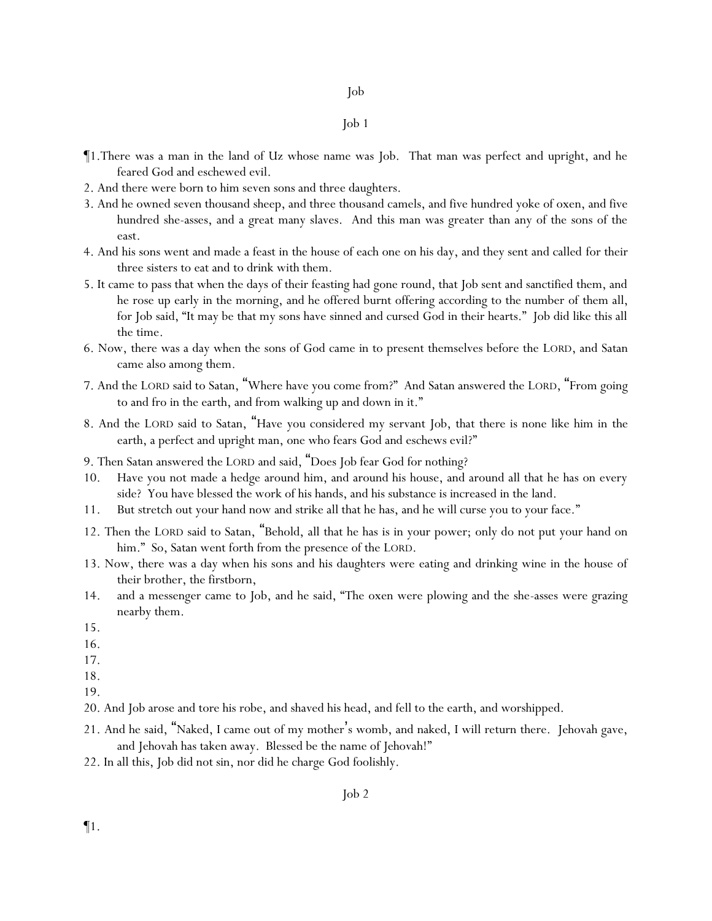# Job

## Job 1

¶1.There was a man in the land of Uz whose name was Job. That man was perfect and upright, and he feared God and eschewed evil.

2. And there were born to him seven sons and three daughters.

3. And he owned seven thousand sheep, and three thousand camels, and five hundred yoke of oxen, and five hundred she-asses, and a great many slaves. And this man was greater than any of the sons of the east.

4. And his sons went and made a feast in the house of each one on his day, and they sent and called for their three sisters to eat and to drink with them.

5. It came to pass that when the days of their feasting had gone round, that Job sent and sanctified them, and he rose up early in the morning, and he offered burnt offering according to the number of them all, for Job said, "It may be that my sons have sinned and cursed God in their hearts." Job did like this all the time.

6. Now, there was a day when the sons of God came in to present themselves before the LORD, and Satan came also among them.

7. And the LORD said to Satan, "Where have you come from?" And Satan answered the LORD, "From going to and fro in the earth, and from walking up and down in it."

8. And the LORD said to Satan, "Have you considered my servant Job, that there is none like him in the earth, a perfect and upright man, one who fears God and eschews evil?"

9. Then Satan answered the LORD and said, "Does Job fear God for nothing?

10. Have you not made a hedge around him, and around his house, and around all that he has on every side? You have blessed the work of his hands, and his substance is increased in the land.

11. But stretch out your hand now and strike all that he has, and he will curse you to your face."

12. Then the LORD said to Satan, "Behold, all that he has is in your power; only do not put your hand on him." So, Satan went forth from the presence of the LORD.

13. Now, there was a day when his sons and his daughters were eating and drinking wine in the house of their brother, the firstborn,

14. and a messenger came to Job, and he said, "The oxen were plowing and the she-asses were grazing nearby them.

15.

16.

17.

18.

19.

20. And Job arose and tore his robe, and shaved his head, and fell to the earth, and worshipped.

21. And he said, "Naked, I came out of my mother's womb, and naked, I will return there. Jehovah gave, and Jehovah has taken away. Blessed be the name of Jehovah!"

22. In all this, Job did not sin, nor did he charge God foolishly.

## Job 2

¶1.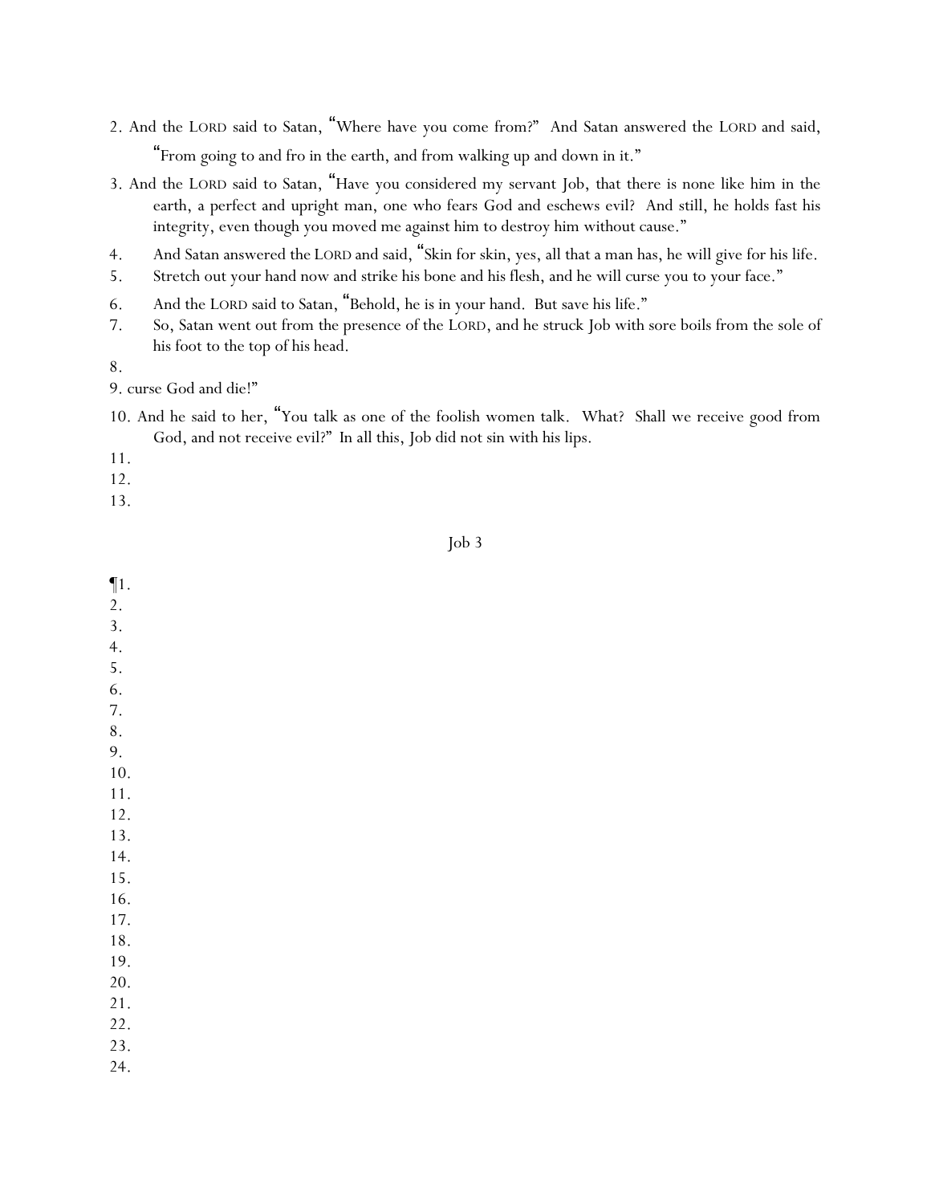2. And the LORD said to Satan, "Where have you come from?" And Satan answered the LORD and said, "From going to and fro in the earth, and from walking up and down in it."

3. And the LORD said to Satan, "Have you considered my servant Job, that there is none like him in the earth, a perfect and upright man, one who fears God and eschews evil? And still, he holds fast his integrity, even though you moved me against him to destroy him without cause."

4. And Satan answered the LORD and said, "Skin for skin, yes, all that a man has, he will give for his life.

5. Stretch out your hand now and strike his bone and his flesh, and he will curse you to your face."

6. And the LORD said to Satan, "Behold, he is in your hand. But save his life."

7. So, Satan went out from the presence of the LORD, and he struck Job with sore boils from the sole of his foot to the top of his head.

8.

9. curse God and die!"

10. And he said to her, "You talk as one of the foolish women talk. What? Shall we receive good from God, and not receive evil?" In all this, Job did not sin with his lips.

11.

12.

13.

Job 3

¶1.

2.

3.

4.

5.

6.

7.

8.

9.

10.

11.

12.

13.

14.

15.

16.

17.

18.

19.

20.

21.

22.

23.

24.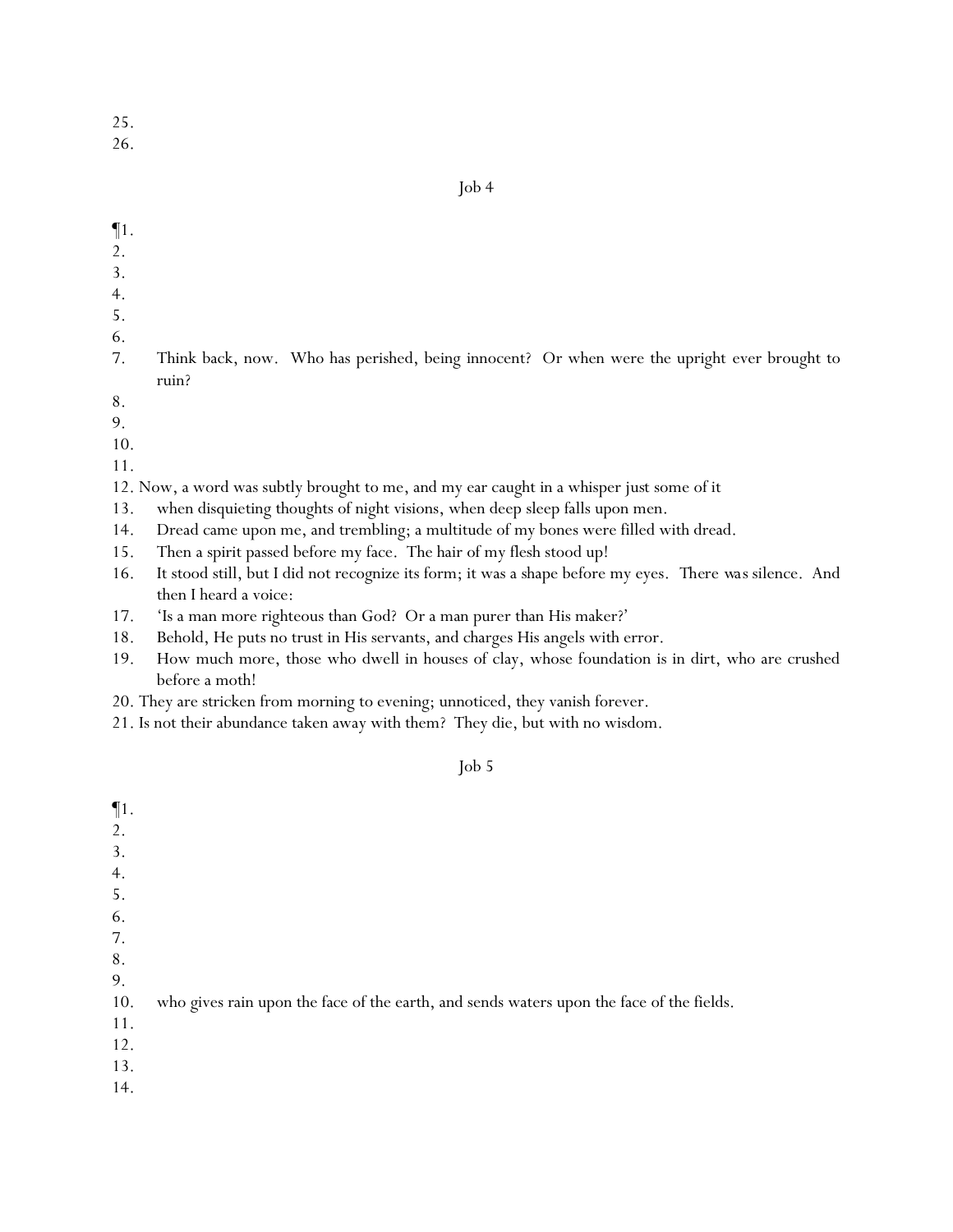25.
26.

Job 4

¶1.
2.
3.
4.
5.
6.
7. Think back, now. Who has perished, being innocent? Or when were the upright ever brought to ruin?
8.
9.
10.
11.
12. Now, a word was subtly brought to me, and my ear caught in a whisper just some of it
13. when disquieting thoughts of night visions, when deep sleep falls upon men.
14. Dread came upon me, and trembling; a multitude of my bones were filled with dread.
15. Then a spirit passed before my face. The hair of my flesh stood up!
16. It stood still, but I did not recognize its form; it was a shape before my eyes. There was silence. And then I heard a voice:
17. 'Is a man more righteous than God? Or a man purer than His maker?'
18. Behold, He puts no trust in His servants, and charges His angels with error.
19. How much more, those who dwell in houses of clay, whose foundation is in dirt, who are crushed before a moth!
20. They are stricken from morning to evening; unnoticed, they vanish forever.
21. Is not their abundance taken away with them? They die, but with no wisdom.

Job 5

¶1.
2.
3.
4.
5.
6.
7.
8.
9.
10. who gives rain upon the face of the earth, and sends waters upon the face of the fields.
11.
12.
13.
14.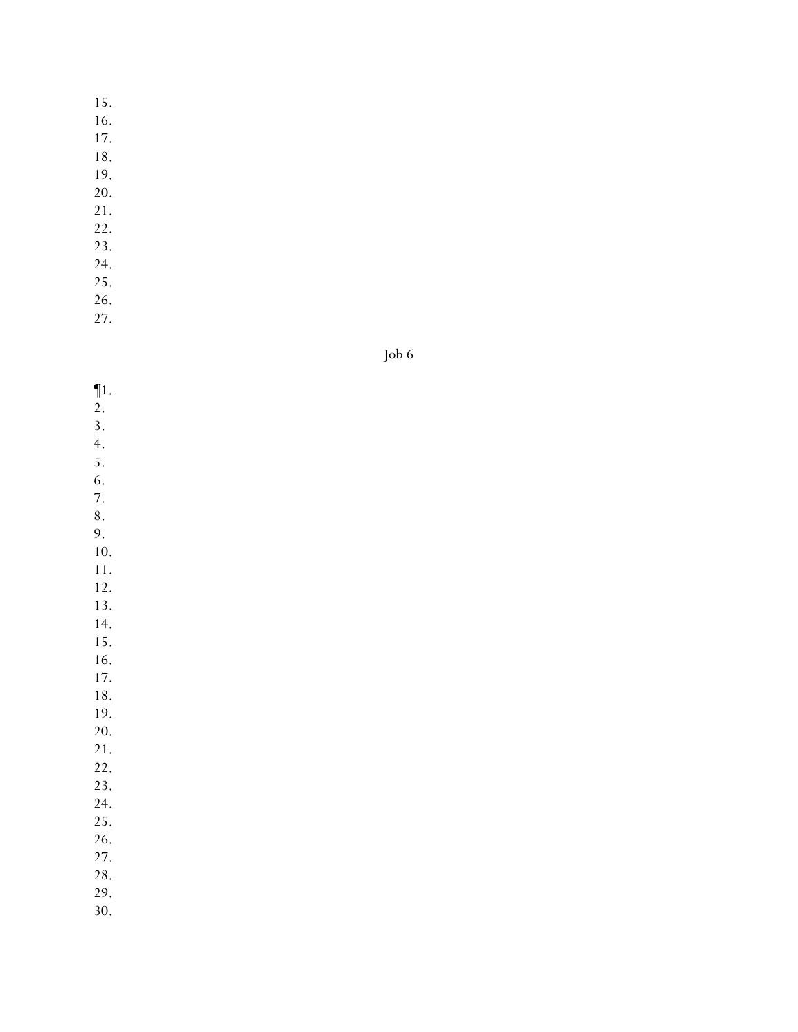15.
16.
17.
18.
19.
20.
21.
22.
23.
24.
25.
26.
27.

Job 6

¶1.
2.
3.
4.
5.
6.
7.
8.
9.
10.
11.
12.
13.
14.
15.
16.
17.
18.
19.
20.
21.
22.
23.
24.
25.
26.
27.
28.
29.
30.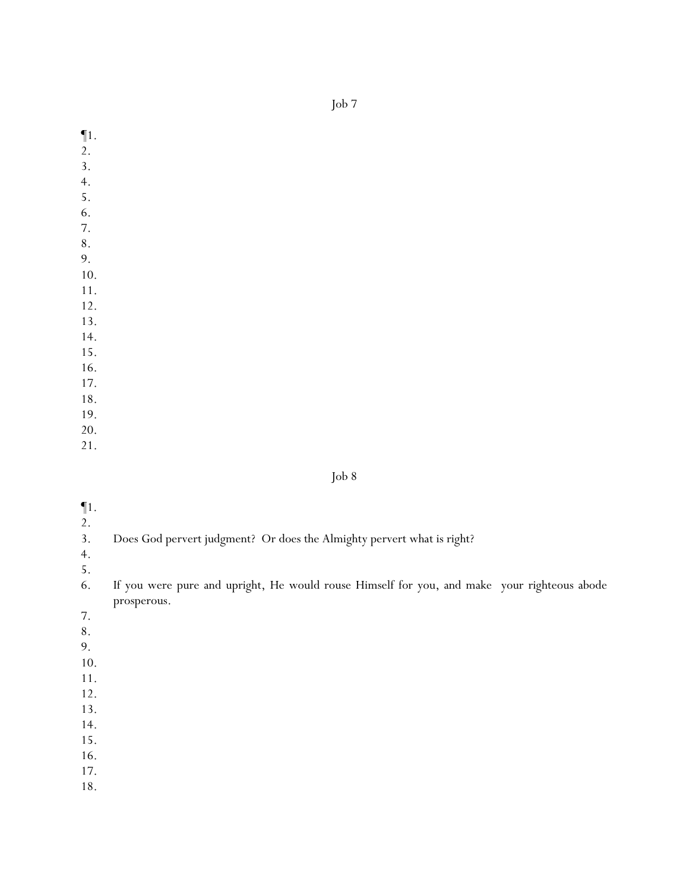# Job 7

¶1.
2.
3.
4.
5.
6.
7.
8.
9.
10.
11.
12.
13.
14.
15.
16.
17.
18.
19.
20.
21.

# Job 8

¶1.
2.
3. Does God pervert judgment? Or does the Almighty pervert what is right?
4.
5.
6. If you were pure and upright, He would rouse Himself for you, and make your righteous abode prosperous.
7.
8.
9.
10.
11.
12.
13.
14.
15.
16.
17.
18.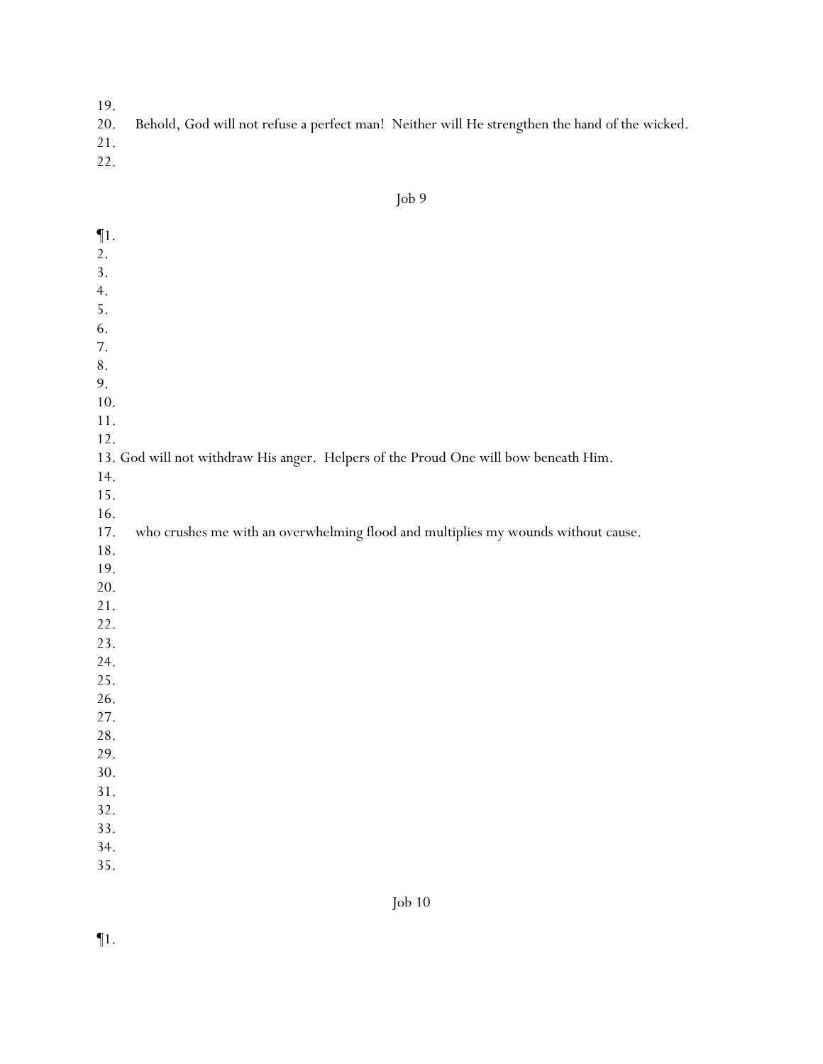19.
20. Behold, God will not refuse a perfect man! Neither will He strengthen the hand of the wicked.
21.
22.

## Job 9

¶1.
2.
3.
4.
5.
6.
7.
8.
9.
10.
11.
12.
13. God will not withdraw His anger. Helpers of the Proud One will bow beneath Him.
14.
15.
16.
17. who crushes me with an overwhelming flood and multiplies my wounds without cause.
18.
19.
20.
21.
22.
23.
24.
25.
26.
27.
28.
29.
30.
31.
32.
33.
34.
35.

## Job 10

¶1.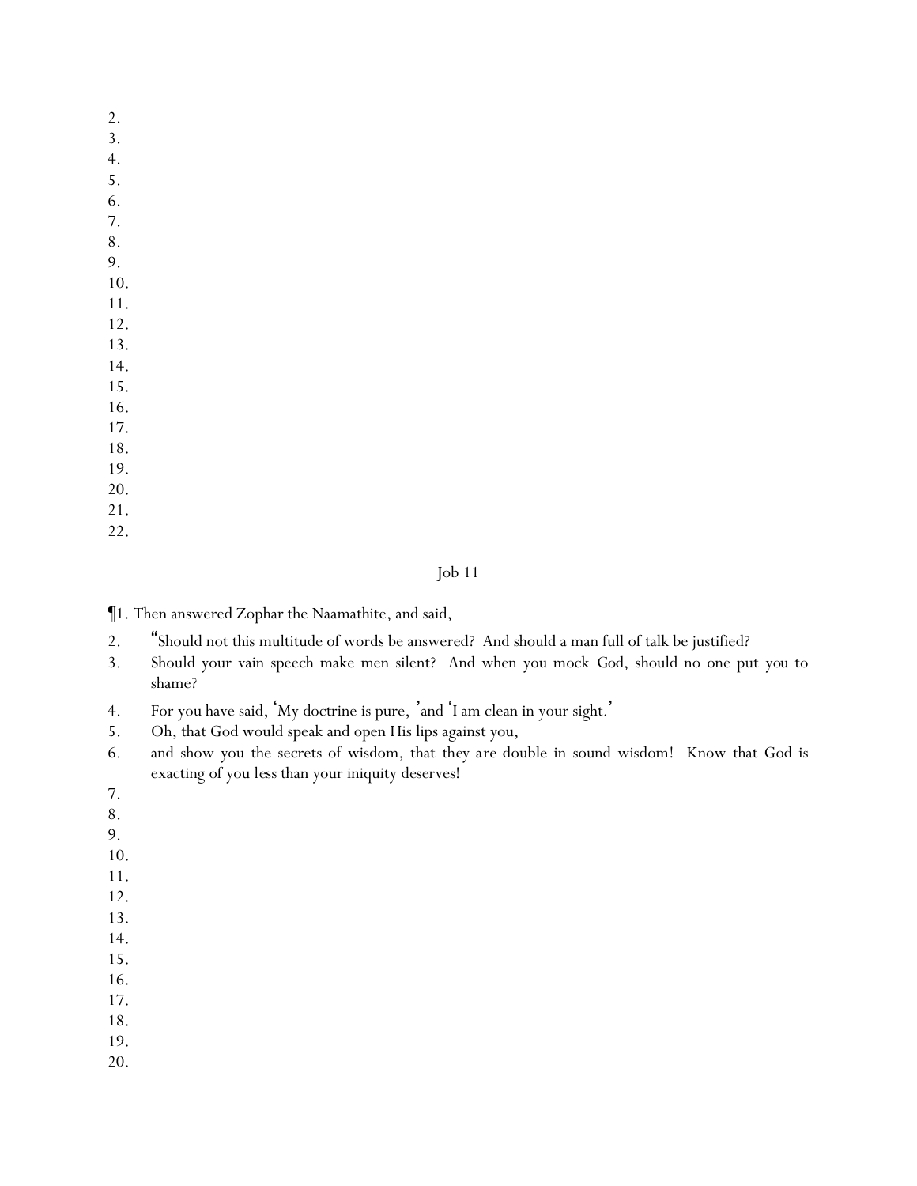2.
3.
4.
5.
6.
7.
8.
9.
10.
11.
12.
13.
14.
15.
16.
17.
18.
19.
20.
21.
22.

## Job 11

¶1. Then answered Zophar the Naamathite, and said,

2. "Should not this multitude of words be answered? And should a man full of talk be justified?
3. Should your vain speech make men silent? And when you mock God, should no one put you to shame?
4. For you have said, 'My doctrine is pure,' and 'I am clean in your sight.'
5. Oh, that God would speak and open His lips against you,
6. and show you the secrets of wisdom, that they are double in sound wisdom! Know that God is exacting of you less than your iniquity deserves!
7.
8.
9.
10.
11.
12.
13.
14.
15.
16.
17.
18.
19.
20.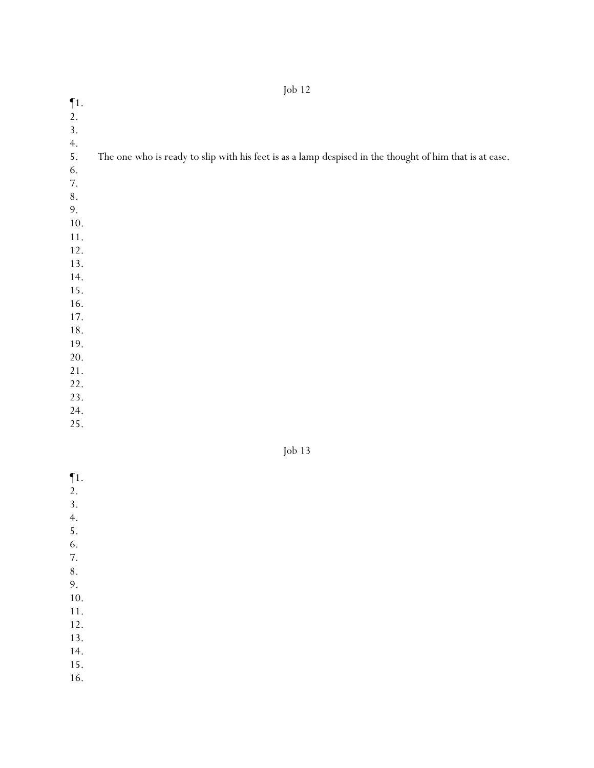# Job 12

¶1.
2.
3.
4.
5. The one who is ready to slip with his feet is as a lamp despised in the thought of him that is at ease.
6.
7.
8.
9.
10.
11.
12.
13.
14.
15.
16.
17.
18.
19.
20.
21.
22.
23.
24.
25.

# Job 13

¶1.
2.
3.
4.
5.
6.
7.
8.
9.
10.
11.
12.
13.
14.
15.
16.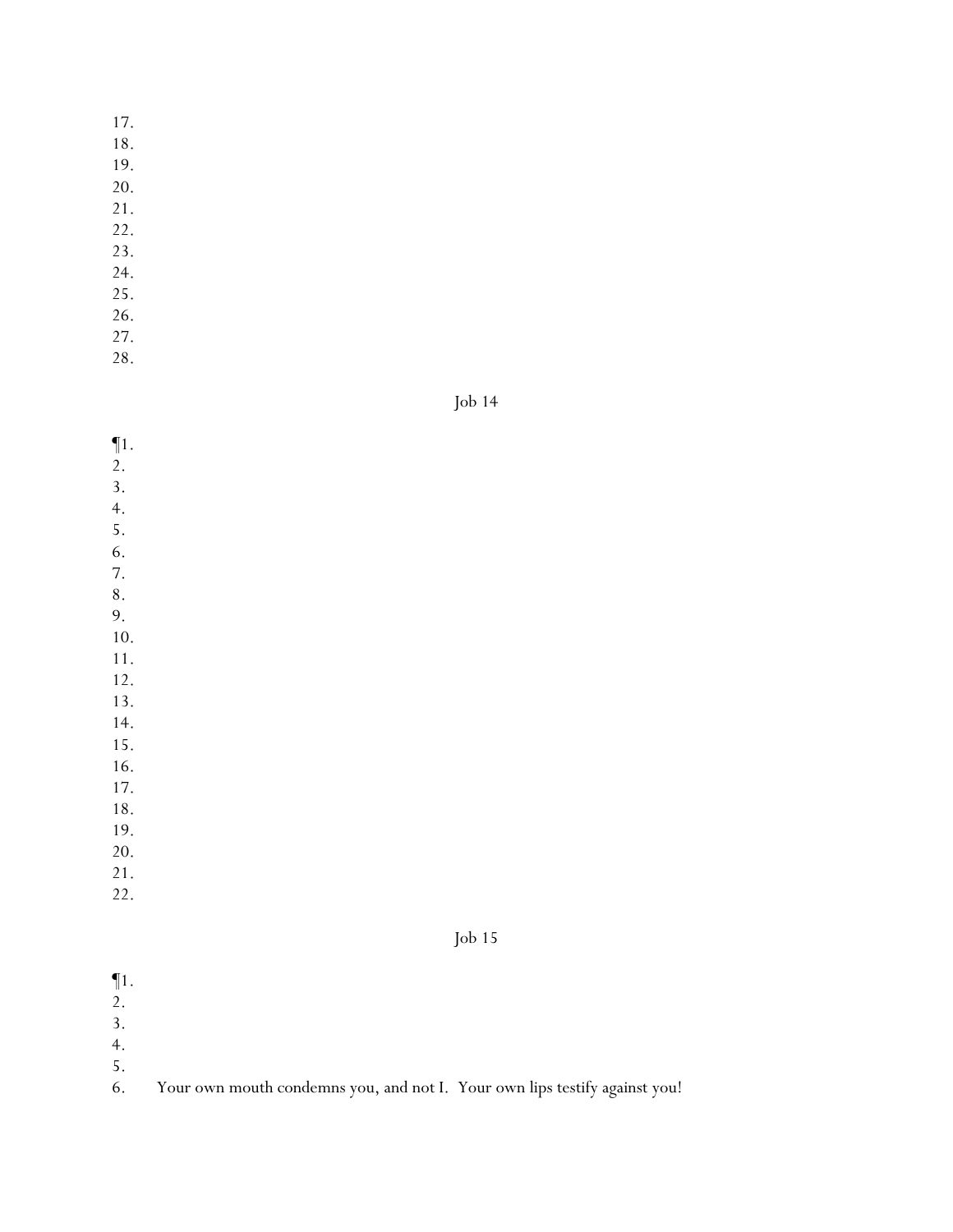17.
18.
19.
20.
21.
22.
23.
24.
25.
26.
27.
28.

## Job 14

¶1.
2.
3.
4.
5.
6.
7.
8.
9.
10.
11.
12.
13.
14.
15.
16.
17.
18.
19.
20.
21.
22.

## Job 15

¶1.
2.
3.
4.
5.
6. Your own mouth condemns you, and not I. Your own lips testify against you!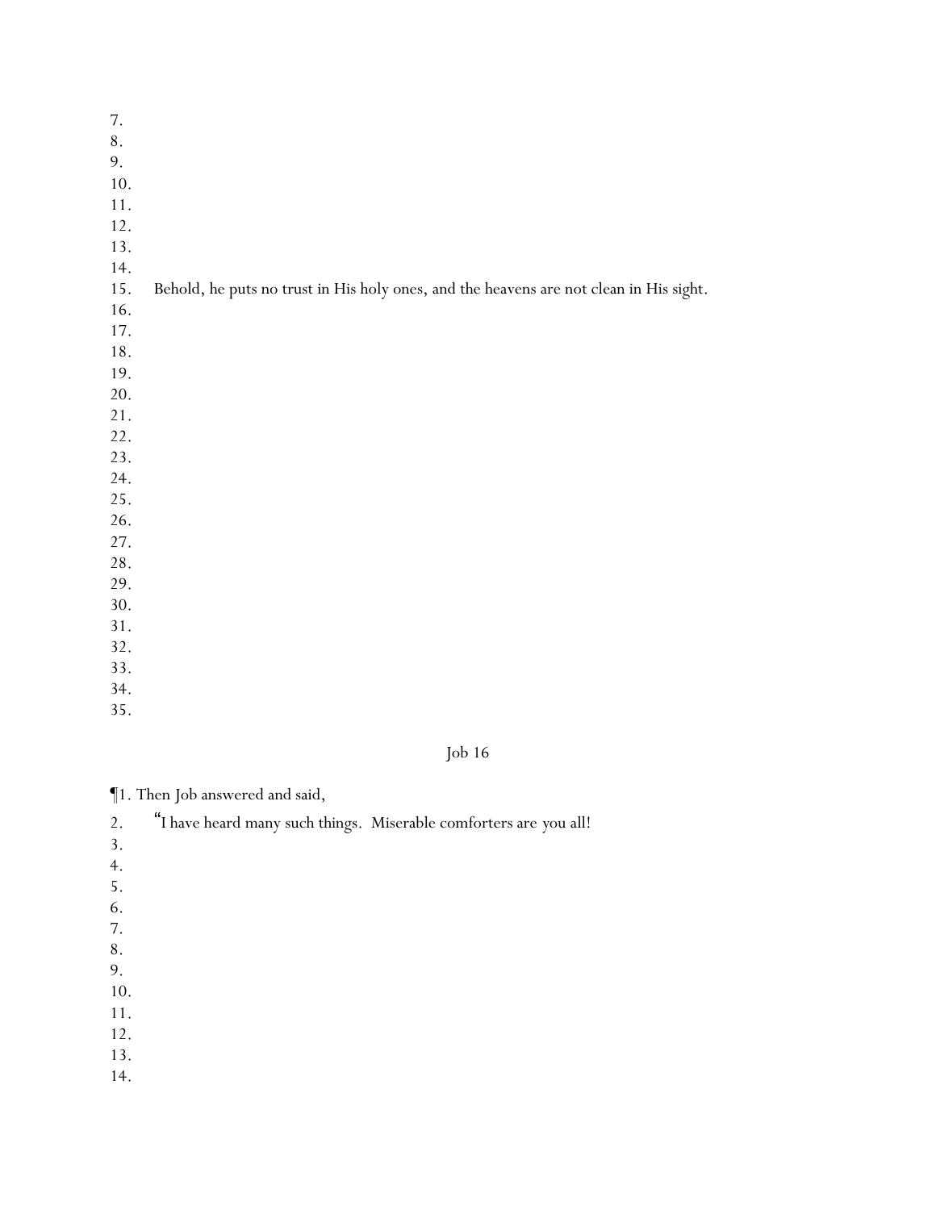7.
8.
9.
10.
11.
12.
13.
14.
15. Behold, he puts no trust in His holy ones, and the heavens are not clean in His sight.
16.
17.
18.
19.
20.
21.
22.
23.
24.
25.
26.
27.
28.
29.
30.
31.
32.
33.
34.
35.

## Job 16

¶1. Then Job answered and said,

2. "I have heard many such things. Miserable comforters are you all!
3.
4.
5.
6.
7.
8.
9.
10.
11.
12.
13.
14.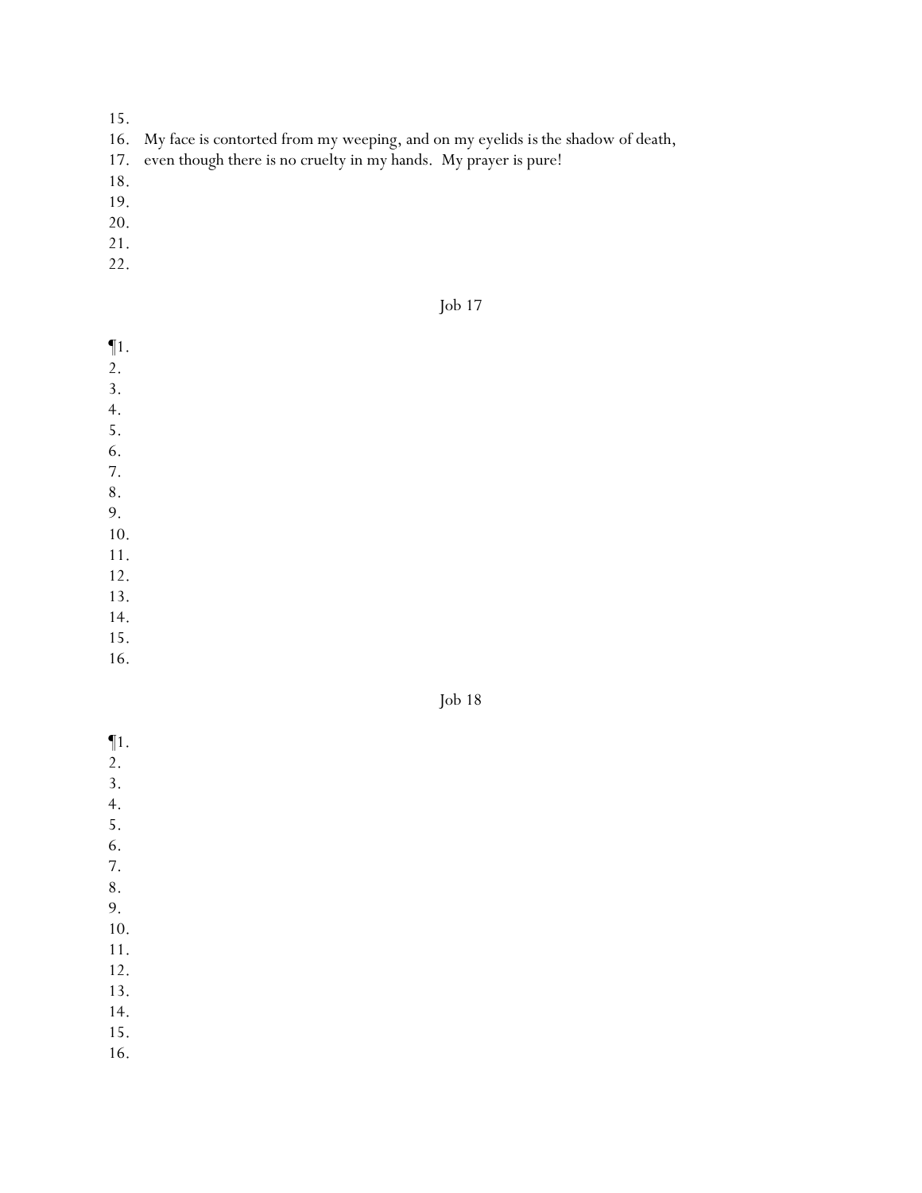15.
16. My face is contorted from my weeping, and on my eyelids is the shadow of death,
17. even though there is no cruelty in my hands.  My prayer is pure!
18.
19.
20.
21.
22.

## Job 17

¶1.
2.
3.
4.
5.
6.
7.
8.
9.
10.
11.
12.
13.
14.
15.
16.

## Job 18

¶1.
2.
3.
4.
5.
6.
7.
8.
9.
10.
11.
12.
13.
14.
15.
16.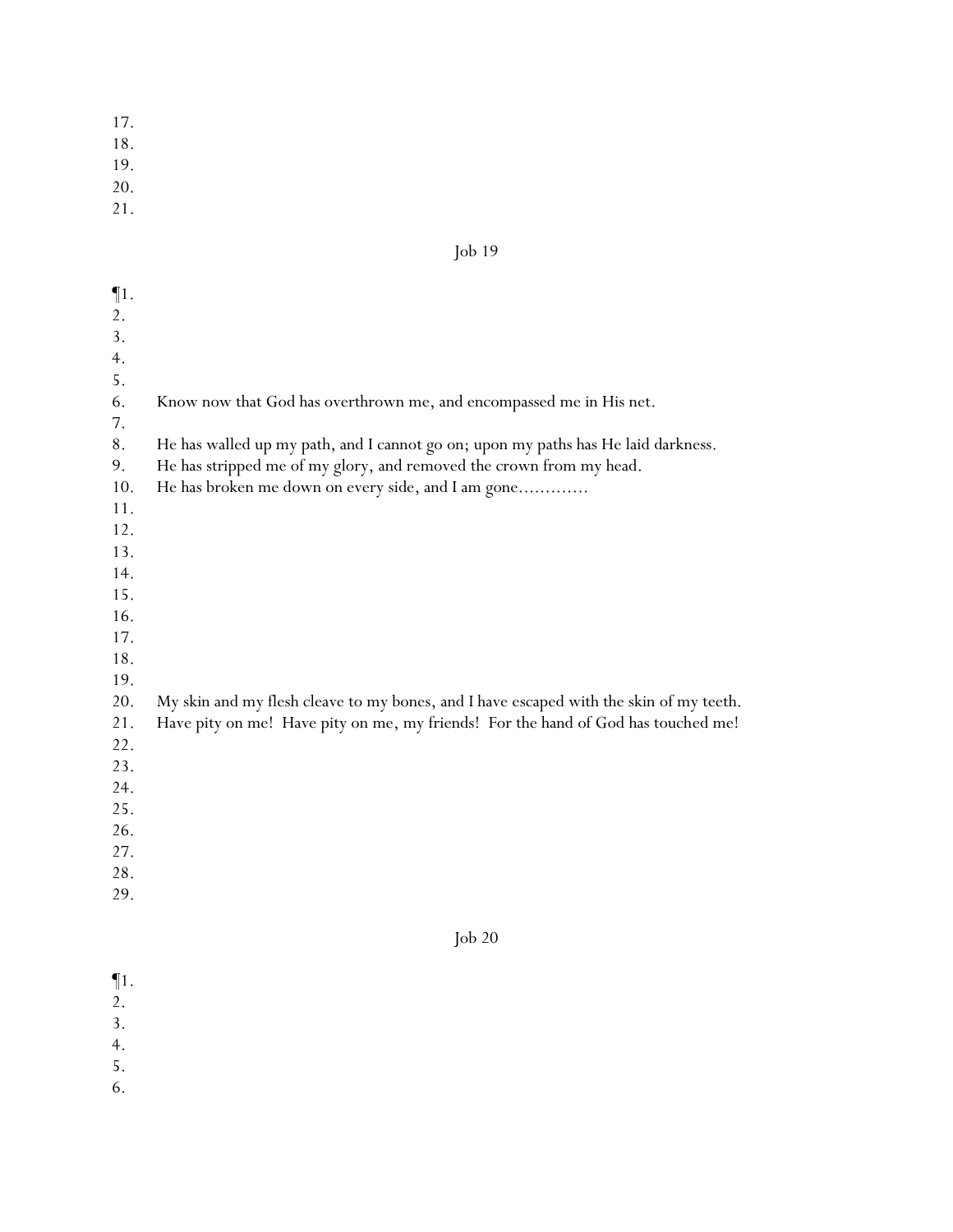17.
18.
19.
20.
21.

## Job 19

¶1.
2.
3.
4.
5.
6. Know now that God has overthrown me, and encompassed me in His net.
7.
8. He has walled up my path, and I cannot go on; upon my paths has He laid darkness.
9. He has stripped me of my glory, and removed the crown from my head.
10. He has broken me down on every side, and I am gone…………
11.
12.
13.
14.
15.
16.
17.
18.
19.
20. My skin and my flesh cleave to my bones, and I have escaped with the skin of my teeth.
21. Have pity on me! Have pity on me, my friends! For the hand of God has touched me!
22.
23.
24.
25.
26.
27.
28.
29.

## Job 20

¶1.
2.
3.
4.
5.
6.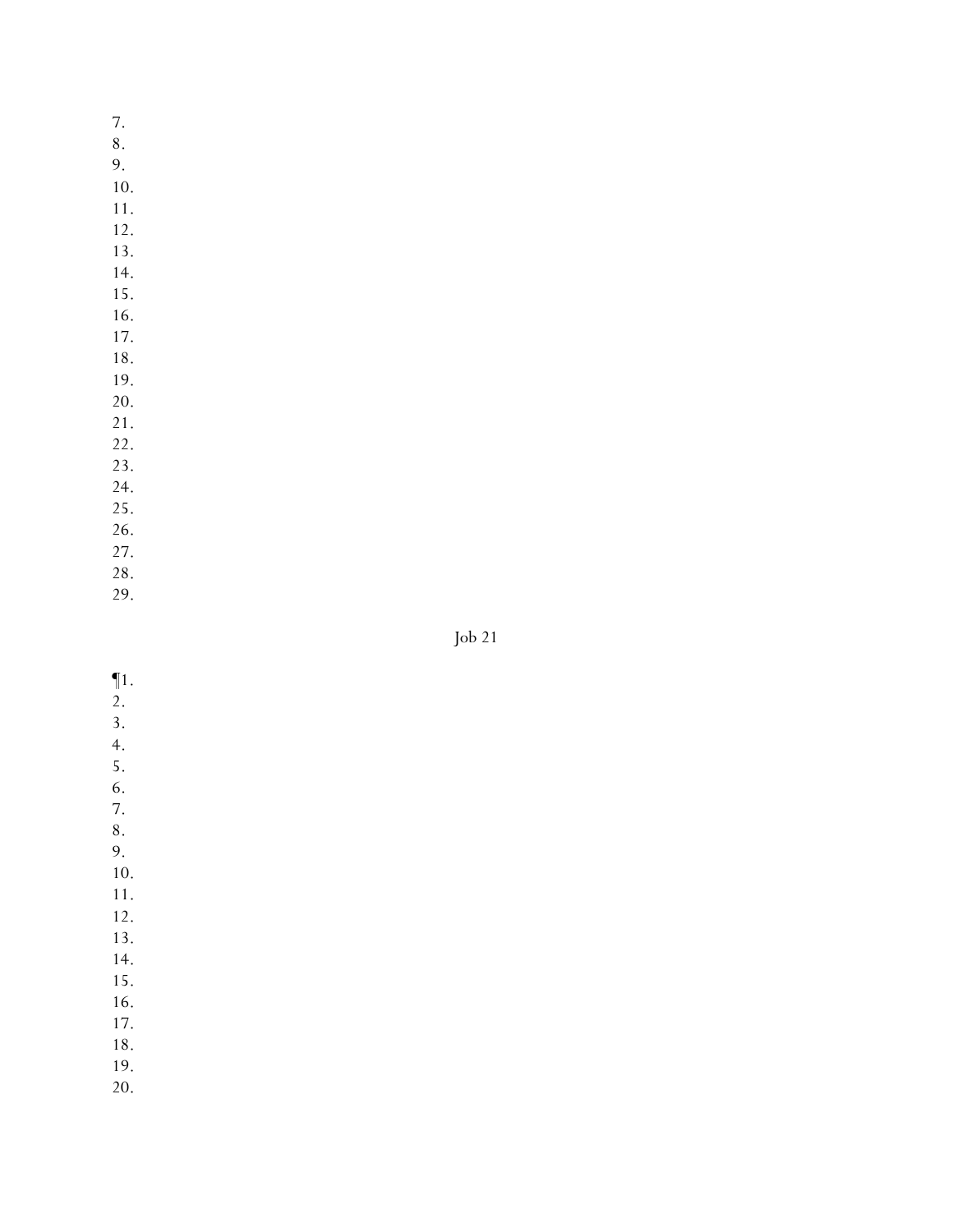7.
8.
9.
10.
11.
12.
13.
14.
15.
16.
17.
18.
19.
20.
21.
22.
23.
24.
25.
26.
27.
28.
29.

Job 21

¶1.
2.
3.
4.
5.
6.
7.
8.
9.
10.
11.
12.
13.
14.
15.
16.
17.
18.
19.
20.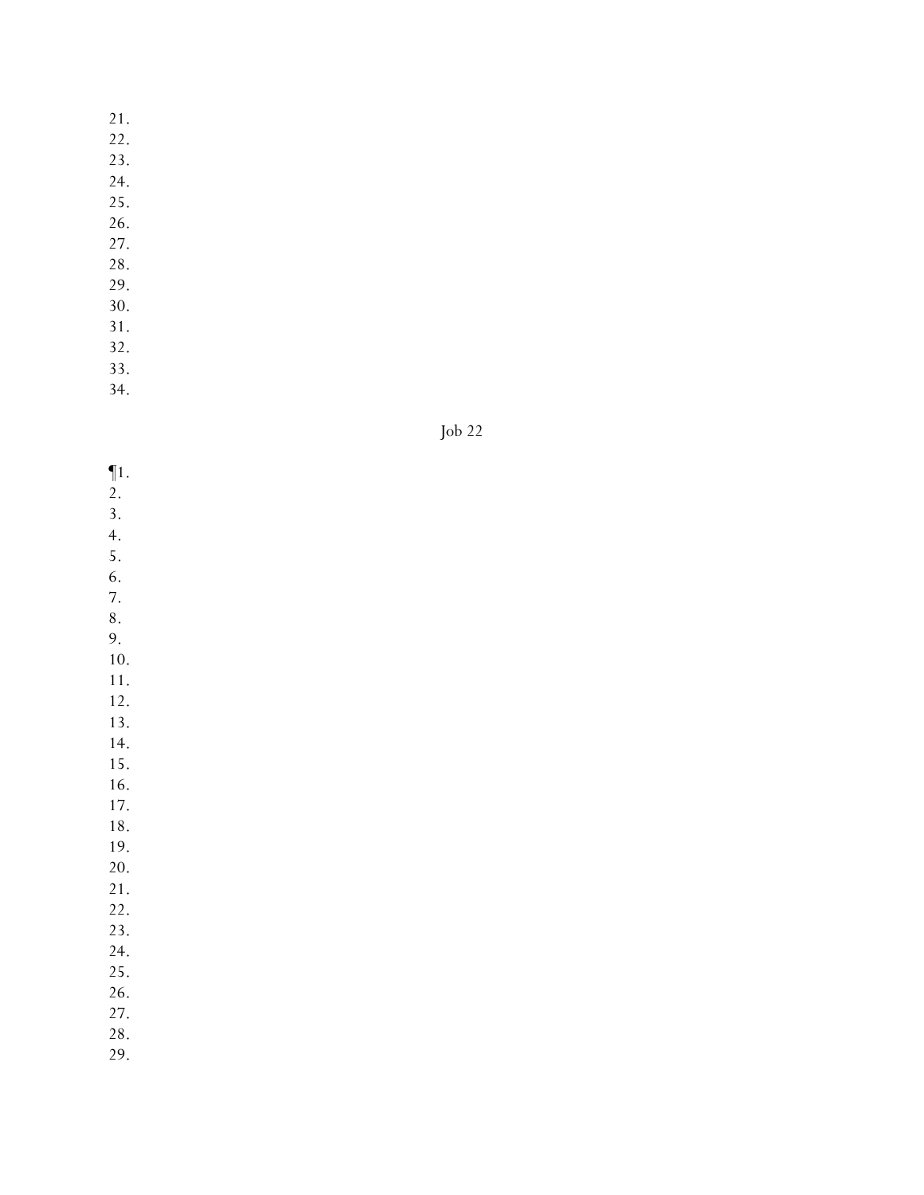21.
22.
23.
24.
25.
26.
27.
28.
29.
30.
31.
32.
33.
34.

# Job 22

¶1.
2.
3.
4.
5.
6.
7.
8.
9.
10.
11.
12.
13.
14.
15.
16.
17.
18.
19.
20.
21.
22.
23.
24.
25.
26.
27.
28.
29.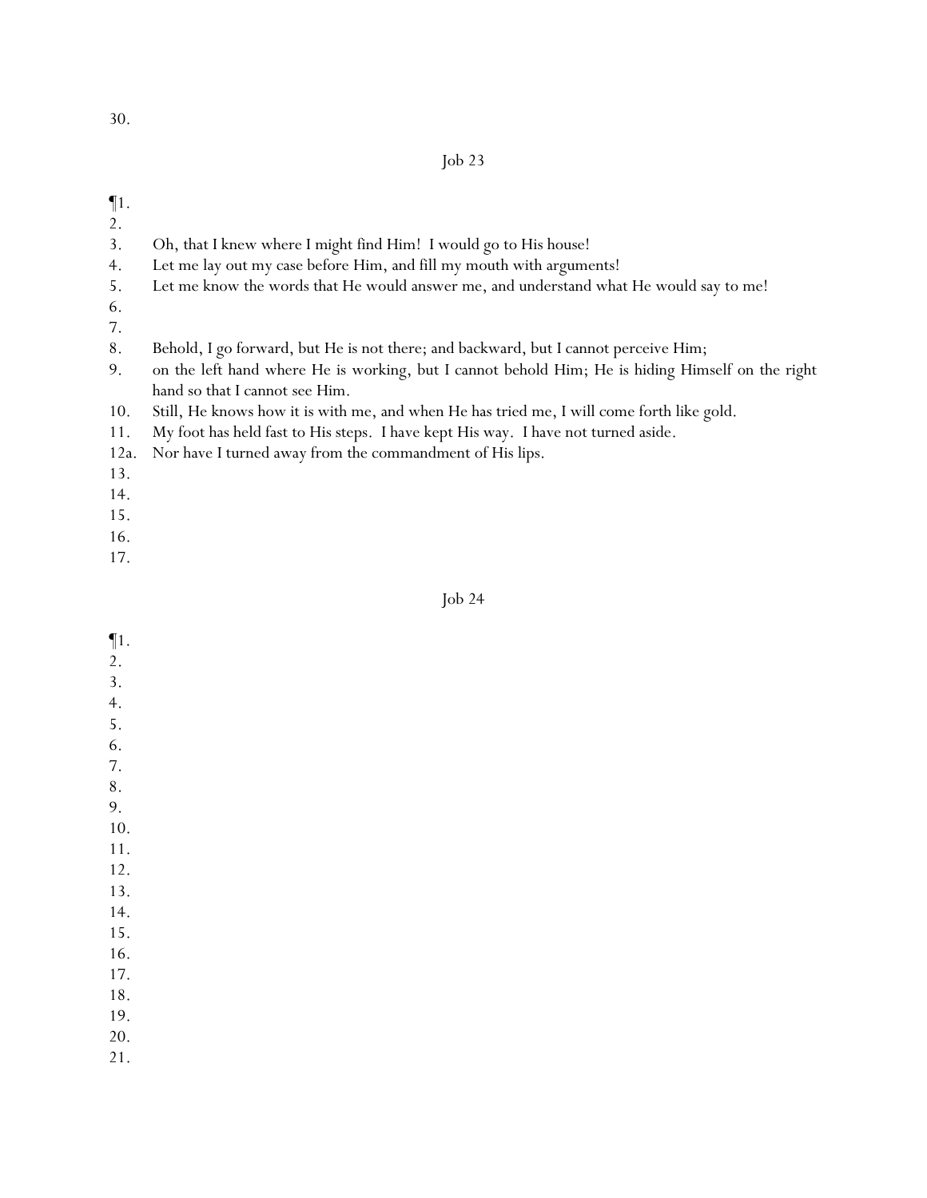30.

Job 23

¶1.
2.
3. Oh, that I knew where I might find Him!  I would go to His house!
4. Let me lay out my case before Him, and fill my mouth with arguments!
5. Let me know the words that He would answer me, and understand what He would say to me!
6.
7.
8. Behold, I go forward, but He is not there; and backward, but I cannot perceive Him;
9. on the left hand where He is working, but I cannot behold Him; He is hiding Himself on the right hand so that I cannot see Him.
10. Still, He knows how it is with me, and when He has tried me, I will come forth like gold.
11. My foot has held fast to His steps.  I have kept His way.  I have not turned aside.
12a. Nor have I turned away from the commandment of His lips.
13.
14.
15.
16.
17.

Job 24

¶1.
2.
3.
4.
5.
6.
7.
8.
9.
10.
11.
12.
13.
14.
15.
16.
17.
18.
19.
20.
21.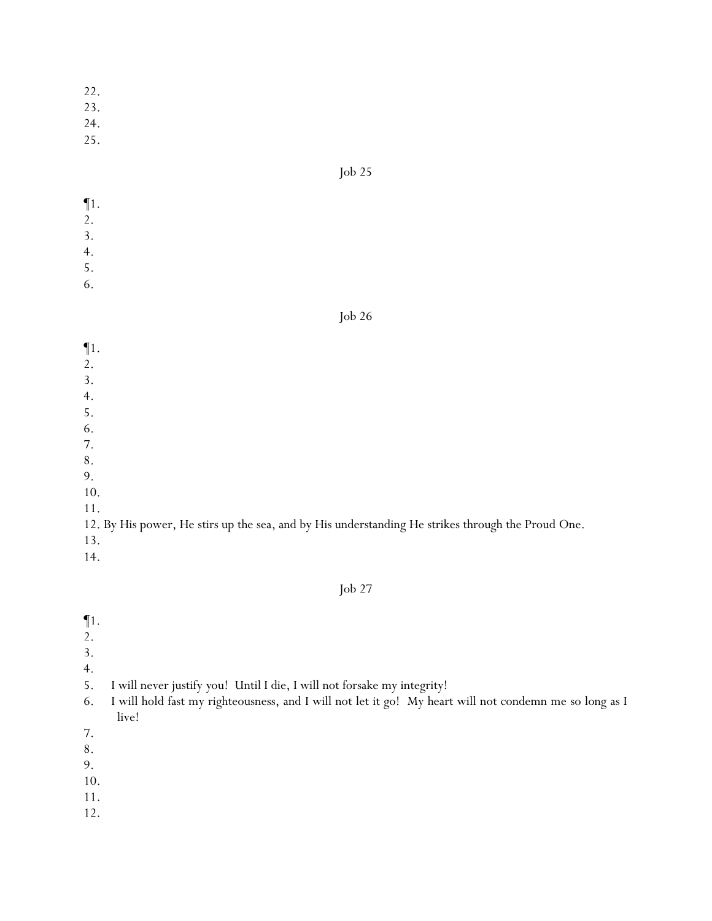22.
23.
24.
25.

## Job 25

¶1.
2.
3.
4.
5.
6.

## Job 26

¶1.
2.
3.
4.
5.
6.
7.
8.
9.
10.
11.
12. By His power, He stirs up the sea, and by His understanding He strikes through the Proud One.
13.
14.

## Job 27

¶1.
2.
3.
4.
5. I will never justify you! Until I die, I will not forsake my integrity!
6. I will hold fast my righteousness, and I will not let it go! My heart will not condemn me so long as I live!
7.
8.
9.
10.
11.
12.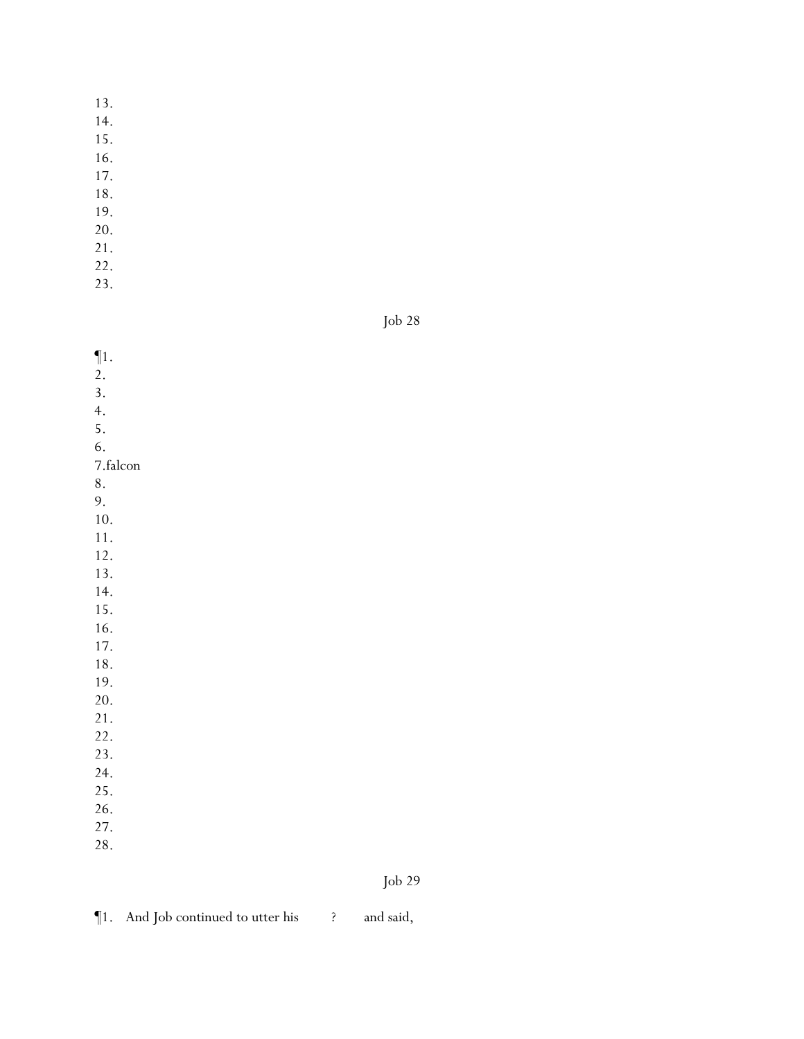13.
14.
15.
16.
17.
18.
19.
20.
21.
22.
23.

Job 28

¶1.
2.
3.
4.
5.
6.
7.falcon
8.
9.
10.
11.
12.
13.
14.
15.
16.
17.
18.
19.
20.
21.
22.
23.
24.
25.
26.
27.
28.

Job 29

¶1. And Job continued to utter his ? and said,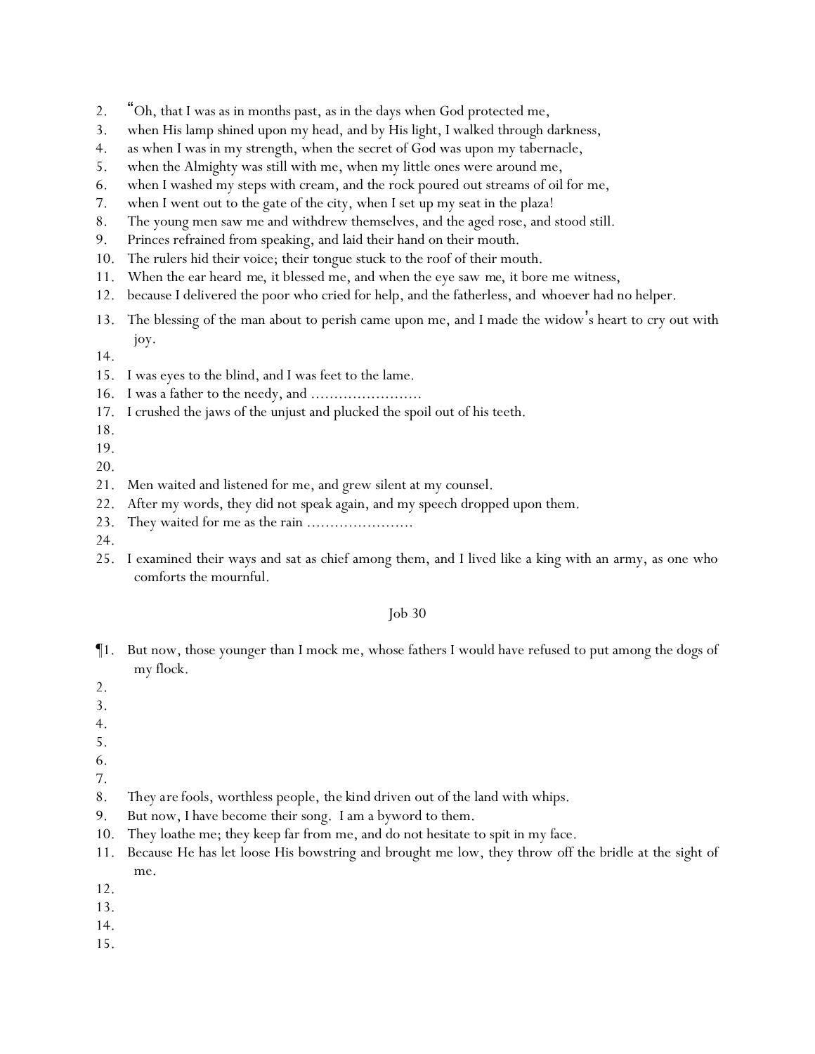2. "Oh, that I was as in months past, as in the days when God protected me,
3. when His lamp shined upon my head, and by His light, I walked through darkness,
4. as when I was in my strength, when the secret of God was upon my tabernacle,
5. when the Almighty was still with me, when my little ones were around me,
6. when I washed my steps with cream, and the rock poured out streams of oil for me,
7. when I went out to the gate of the city, when I set up my seat in the plaza!
8. The young men saw me and withdrew themselves, and the aged rose, and stood still.
9. Princes refrained from speaking, and laid their hand on their mouth.
10. The rulers hid their voice; their tongue stuck to the roof of their mouth.
11. When the ear heard me, it blessed me, and when the eye saw me, it bore me witness,
12. because I delivered the poor who cried for help, and the fatherless, and whoever had no helper.
13. The blessing of the man about to perish came upon me, and I made the widow's heart to cry out with joy.
14.
15. I was eyes to the blind, and I was feet to the lame.
16. I was a father to the needy, and ……………………
17. I crushed the jaws of the unjust and plucked the spoil out of his teeth.
18.
19.
20.
21. Men waited and listened for me, and grew silent at my counsel.
22. After my words, they did not speak again, and my speech dropped upon them.
23. They waited for me as the rain ……………………
24.
25. I examined their ways and sat as chief among them, and I lived like a king with an army, as one who comforts the mournful.

Job 30

¶1. But now, those younger than I mock me, whose fathers I would have refused to put among the dogs of my flock.
2.
3.
4.
5.
6.
7.
8. They are fools, worthless people, the kind driven out of the land with whips.
9. But now, I have become their song. I am a byword to them.
10. They loathe me; they keep far from me, and do not hesitate to spit in my face.
11. Because He has let loose His bowstring and brought me low, they throw off the bridle at the sight of me.
12.
13.
14.
15.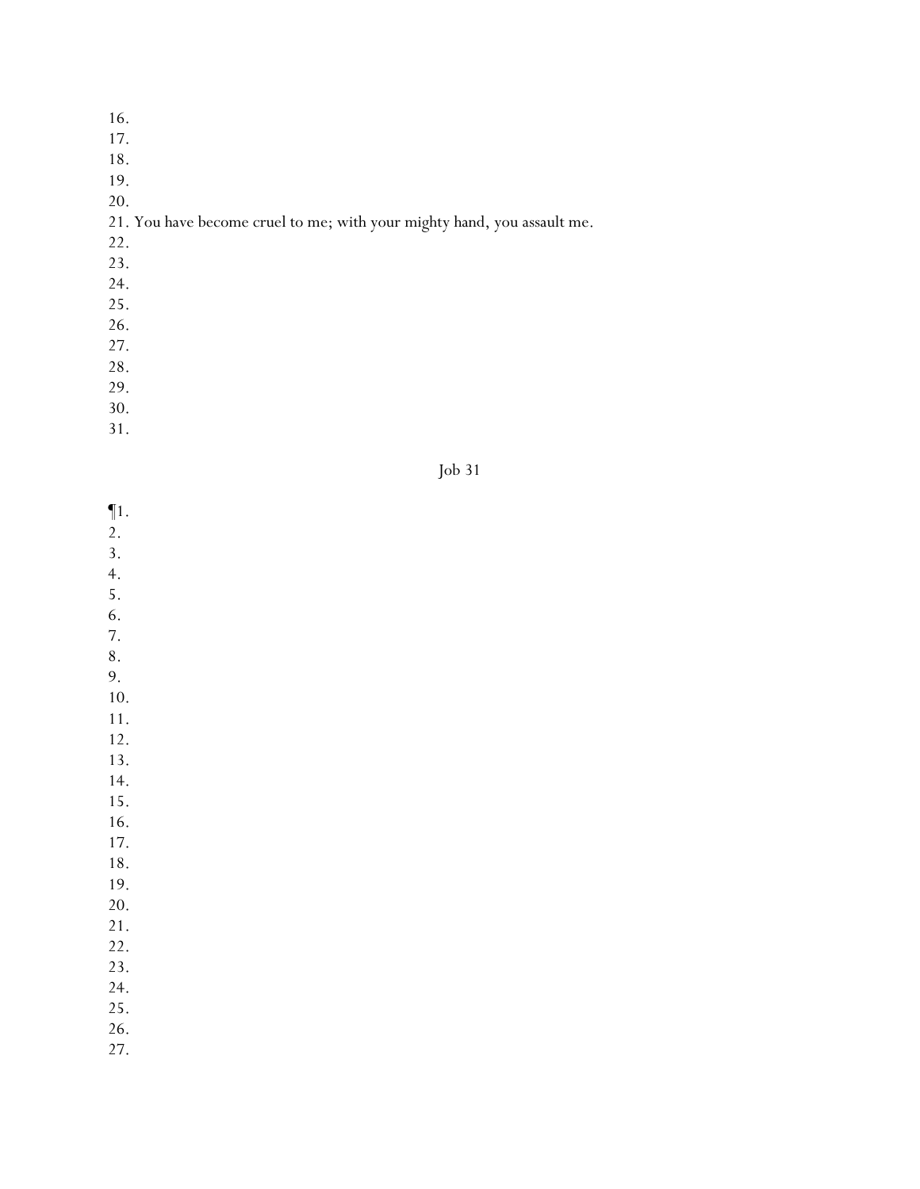16.
17.
18.
19.
20.
21. You have become cruel to me; with your mighty hand, you assault me.
22.
23.
24.
25.
26.
27.
28.
29.
30.
31.

## Job 31

¶1.
2.
3.
4.
5.
6.
7.
8.
9.
10.
11.
12.
13.
14.
15.
16.
17.
18.
19.
20.
21.
22.
23.
24.
25.
26.
27.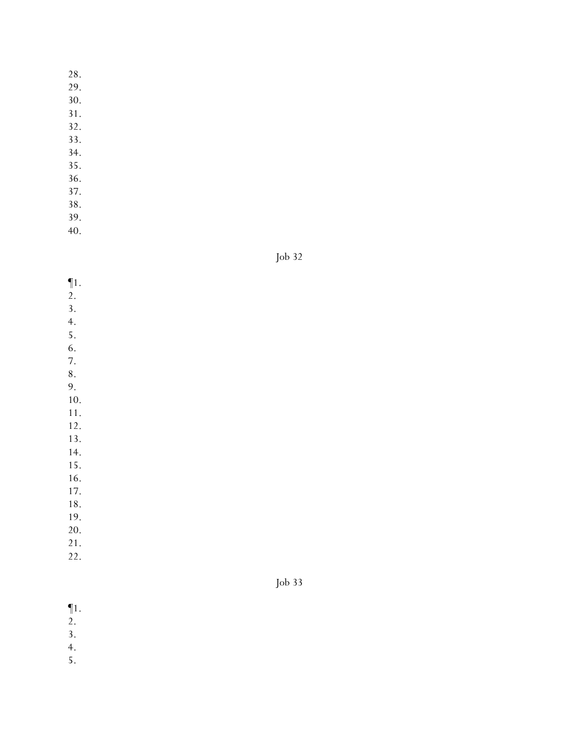28.
29.
30.
31.
32.
33.
34.
35.
36.
37.
38.
39.
40.

## Job 32

¶1.
2.
3.
4.
5.
6.
7.
8.
9.
10.
11.
12.
13.
14.
15.
16.
17.
18.
19.
20.
21.
22.

## Job 33

¶1.
2.
3.
4.
5.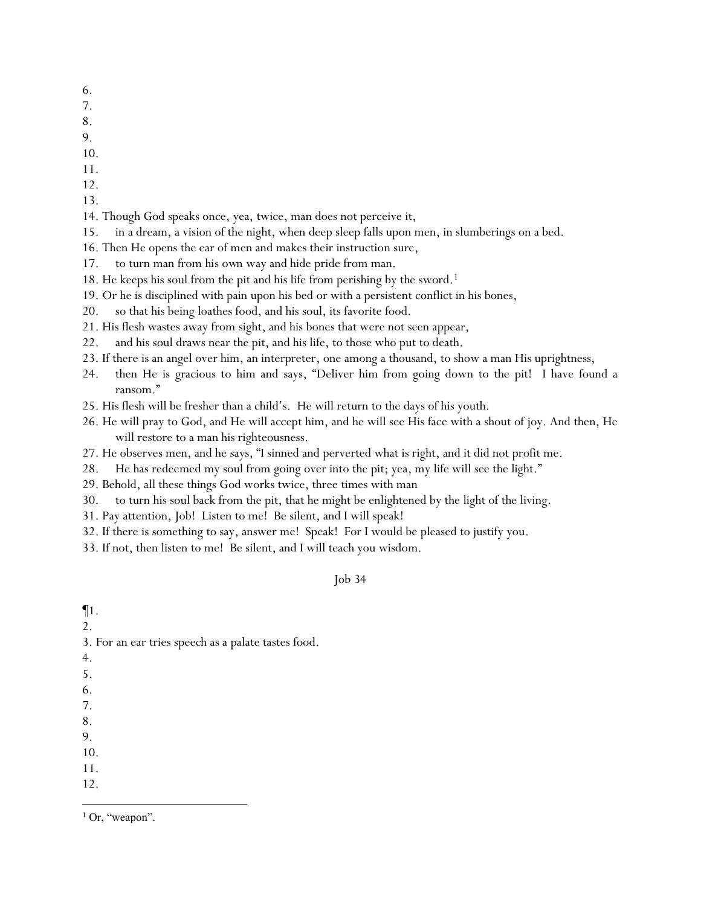6.
7.
8.
9.
10.
11.
12.
13.
14. Though God speaks once, yea, twice, man does not perceive it,
15. in a dream, a vision of the night, when deep sleep falls upon men, in slumberings on a bed.
16. Then He opens the ear of men and makes their instruction sure,
17. to turn man from his own way and hide pride from man.
18. He keeps his soul from the pit and his life from perishing by the sword.[1]
19. Or he is disciplined with pain upon his bed or with a persistent conflict in his bones,
20. so that his being loathes food, and his soul, its favorite food.
21. His flesh wastes away from sight, and his bones that were not seen appear,
22. and his soul draws near the pit, and his life, to those who put to death.
23. If there is an angel over him, an interpreter, one among a thousand, to show a man His uprightness,
24. then He is gracious to him and says, "Deliver him from going down to the pit! I have found a ransom."
25. His flesh will be fresher than a child's. He will return to the days of his youth.
26. He will pray to God, and He will accept him, and he will see His face with a shout of joy. And then, He will restore to a man his righteousness.
27. He observes men, and he says, "I sinned and perverted what is right, and it did not profit me.
28. He has redeemed my soul from going over into the pit; yea, my life will see the light."
29. Behold, all these things God works twice, three times with man
30. to turn his soul back from the pit, that he might be enlightened by the light of the living.
31. Pay attention, Job! Listen to me! Be silent, and I will speak!
32. If there is something to say, answer me! Speak! For I would be pleased to justify you.
33. If not, then listen to me! Be silent, and I will teach you wisdom.

## Job 34

¶1.
2.
3. For an ear tries speech as a palate tastes food.
4.
5.
6.
7.
8.
9.
10.
11.
12.

---

[1] Or, "weapon".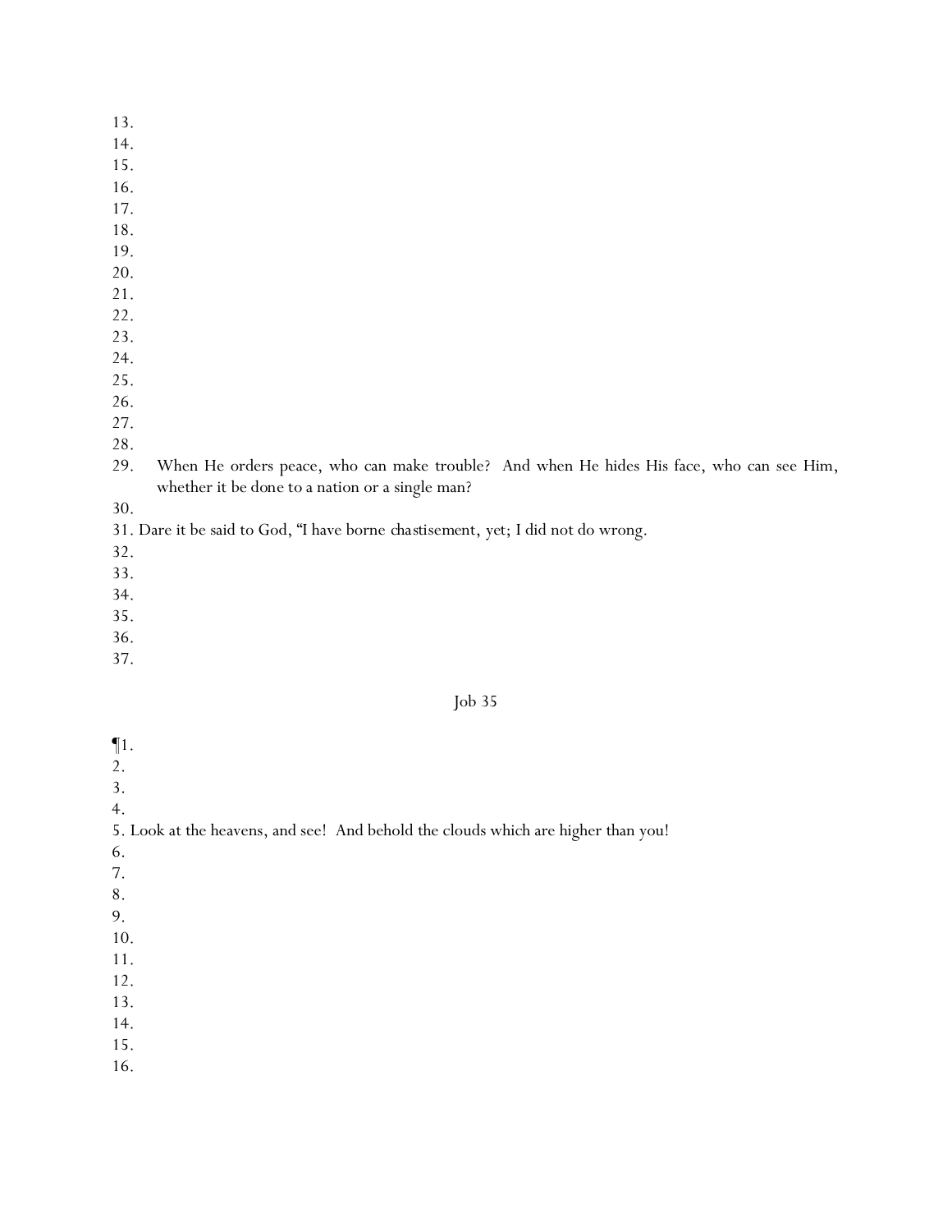13.
14.
15.
16.
17.
18.
19.
20.
21.
22.
23.
24.
25.
26.
27.
28.
29. When He orders peace, who can make trouble? And when He hides His face, who can see Him, whether it be done to a nation or a single man?
30.
31. Dare it be said to God, "I have borne chastisement, yet; I did not do wrong.
32.
33.
34.
35.
36.
37.

Job 35

¶1.
2.
3.
4.
5. Look at the heavens, and see! And behold the clouds which are higher than you!
6.
7.
8.
9.
10.
11.
12.
13.
14.
15.
16.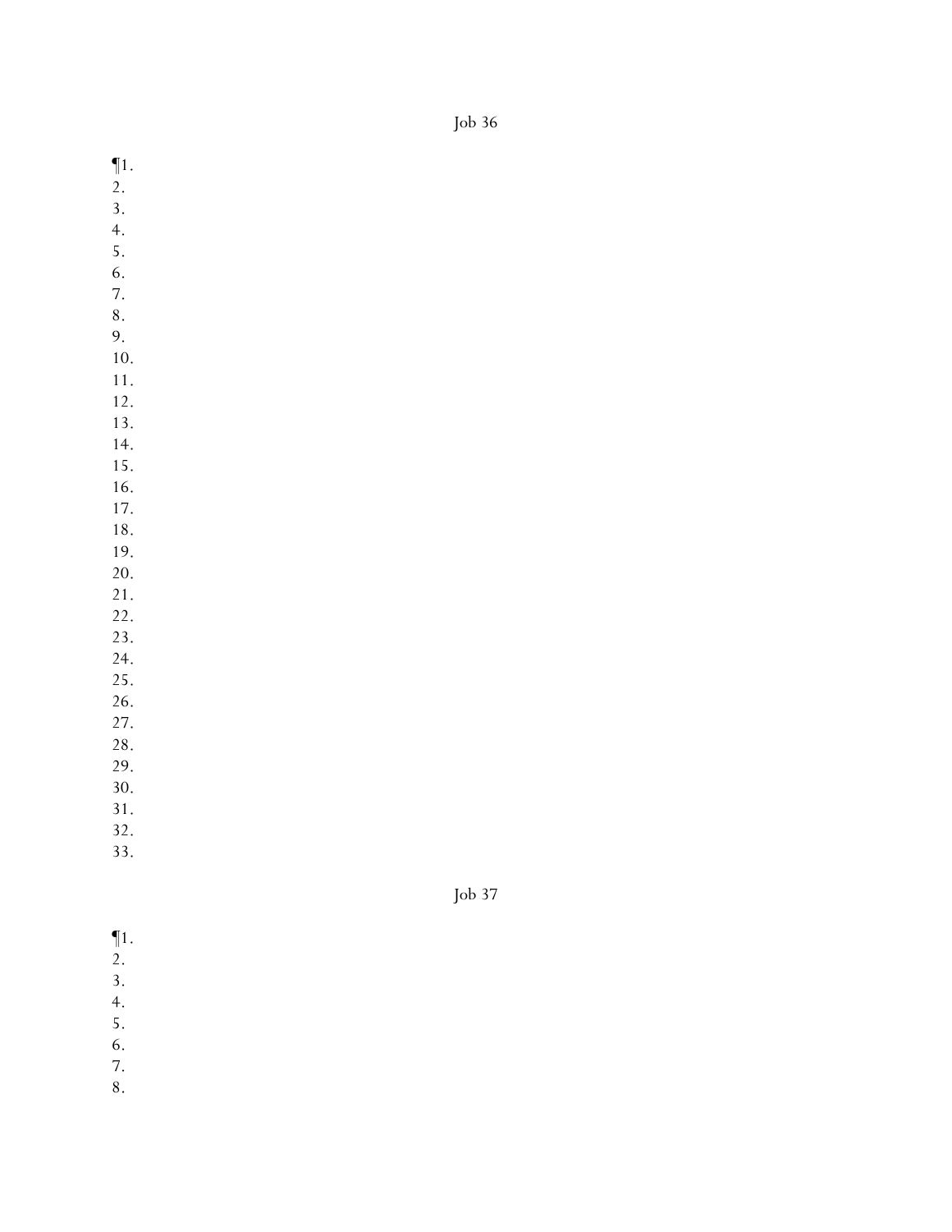## Job 36

¶1.
2.
3.
4.
5.
6.
7.
8.
9.
10.
11.
12.
13.
14.
15.
16.
17.
18.
19.
20.
21.
22.
23.
24.
25.
26.
27.
28.
29.
30.
31.
32.
33.

## Job 37

¶1.
2.
3.
4.
5.
6.
7.
8.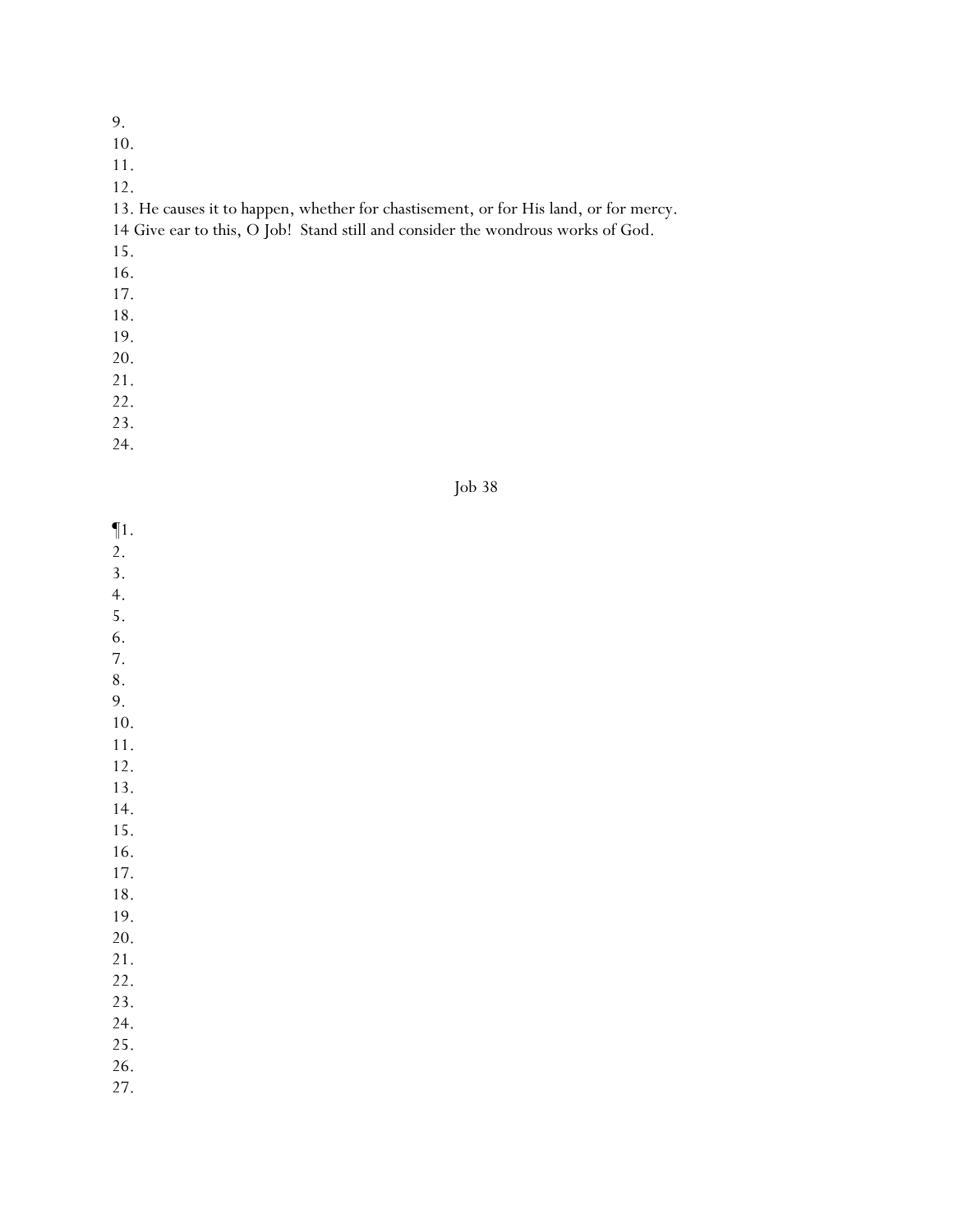9.
10.
11.
12.
13. He causes it to happen, whether for chastisement, or for His land, or for mercy.
14 Give ear to this, O Job!  Stand still and consider the wondrous works of God.
15.
16.
17.
18.
19.
20.
21.
22.
23.
24.

## Job 38

¶1.
2.
3.
4.
5.
6.
7.
8.
9.
10.
11.
12.
13.
14.
15.
16.
17.
18.
19.
20.
21.
22.
23.
24.
25.
26.
27.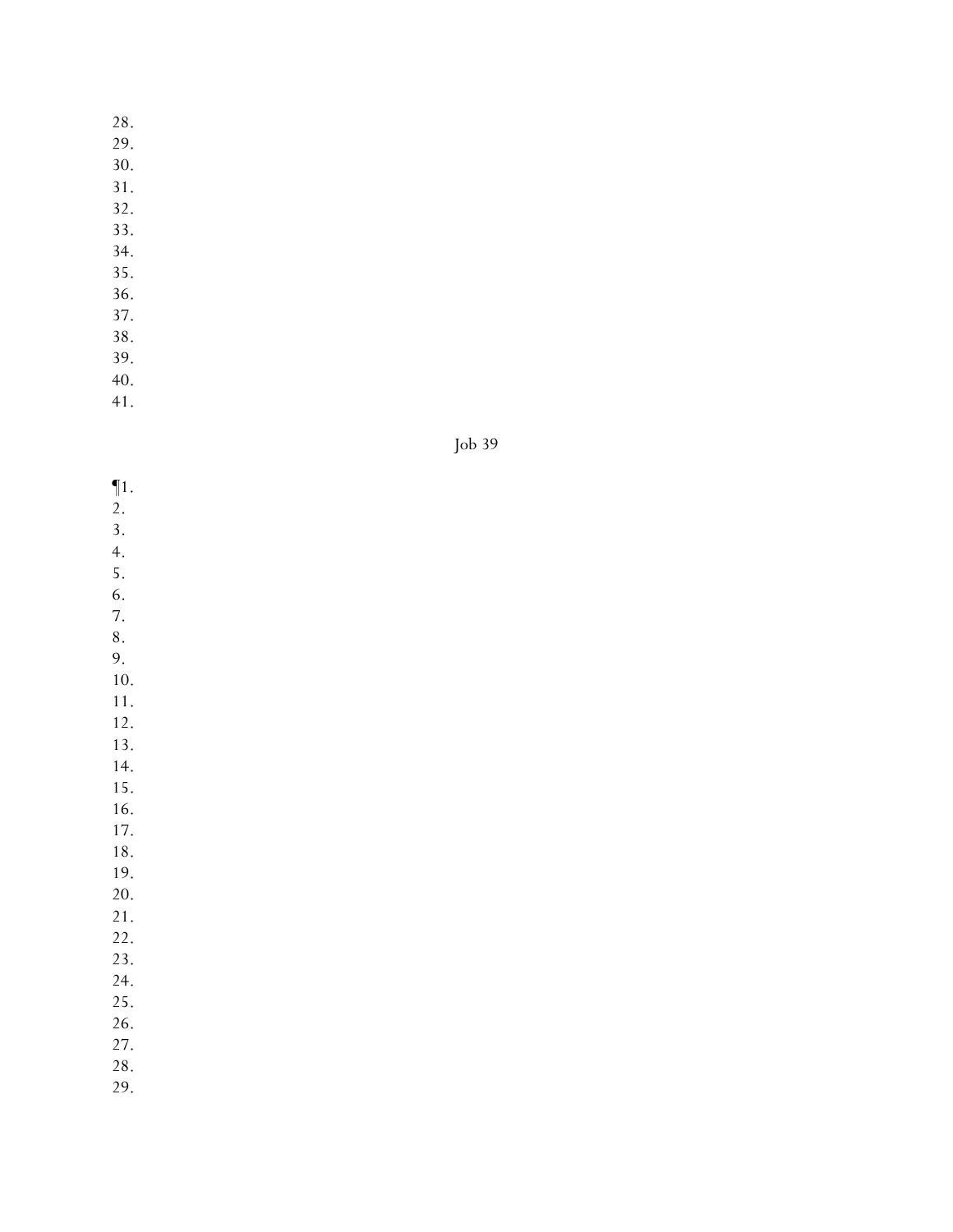28.
29.
30.
31.
32.
33.
34.
35.
36.
37.
38.
39.
40.
41.

## Job 39

¶1.
2.
3.
4.
5.
6.
7.
8.
9.
10.
11.
12.
13.
14.
15.
16.
17.
18.
19.
20.
21.
22.
23.
24.
25.
26.
27.
28.
29.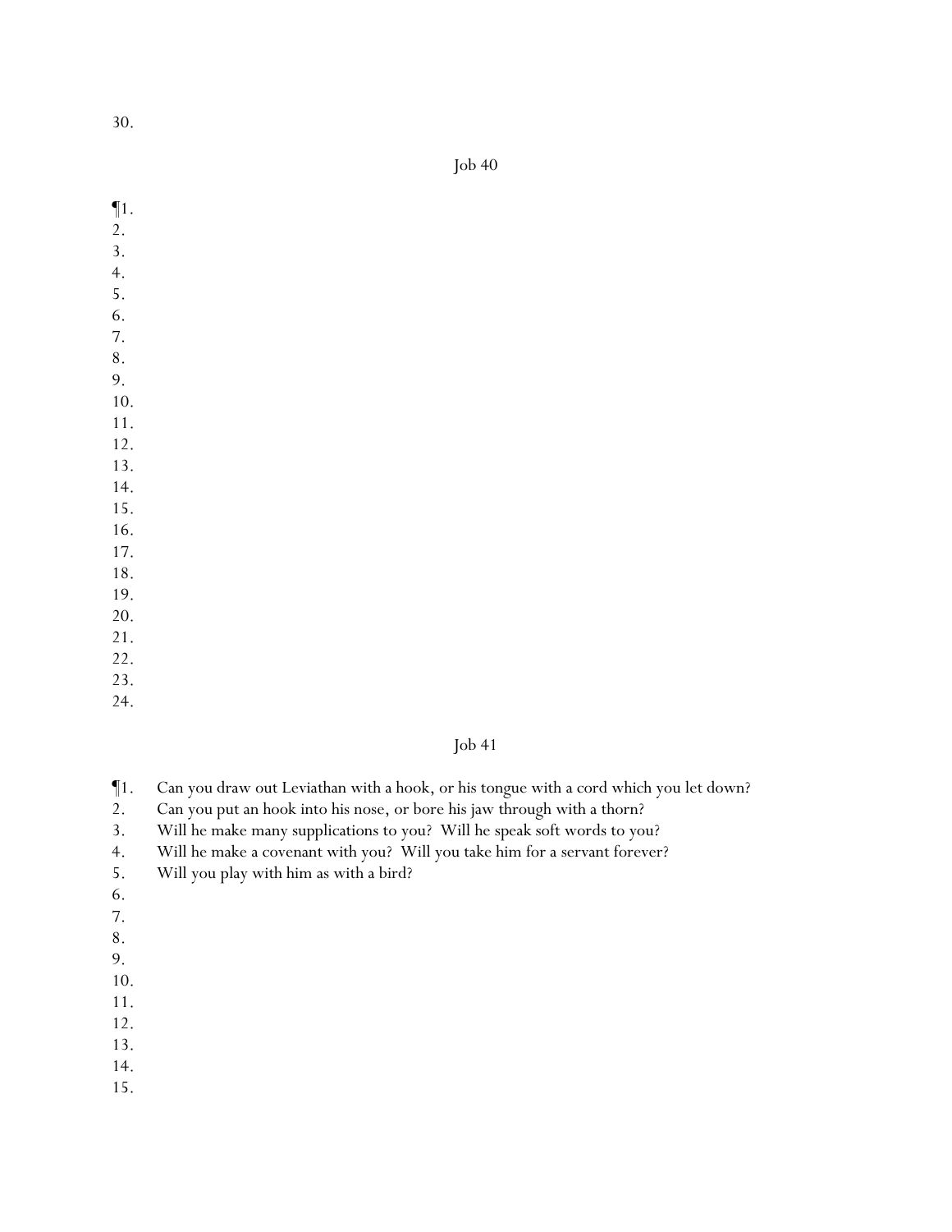30.

## Job 40

¶1.
2.
3.
4.
5.
6.
7.
8.
9.
10.
11.
12.
13.
14.
15.
16.
17.
18.
19.
20.
21.
22.
23.
24.

## Job 41

¶1. Can you draw out Leviathan with a hook, or his tongue with a cord which you let down?
2. Can you put an hook into his nose, or bore his jaw through with a thorn?
3. Will he make many supplications to you? Will he speak soft words to you?
4. Will he make a covenant with you? Will you take him for a servant forever?
5. Will you play with him as with a bird?
6.
7.
8.
9.
10.
11.
12.
13.
14.
15.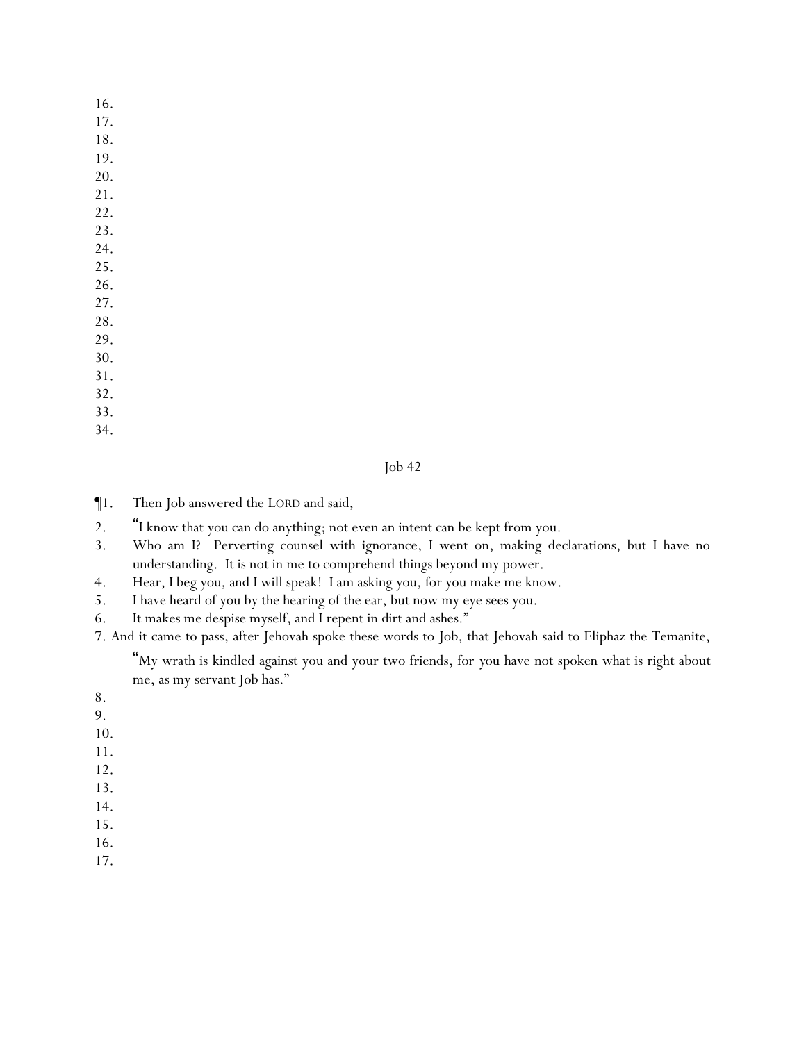16.
17.
18.
19.
20.
21.
22.
23.
24.
25.
26.
27.
28.
29.
30.
31.
32.
33.
34.

Job 42

¶1. Then Job answered the LORD and said,

2. "I know that you can do anything; not even an intent can be kept from you.

3. Who am I? Perverting counsel with ignorance, I went on, making declarations, but I have no understanding. It is not in me to comprehend things beyond my power.

4. Hear, I beg you, and I will speak! I am asking you, for you make me know.

5. I have heard of you by the hearing of the ear, but now my eye sees you.

6. It makes me despise myself, and I repent in dirt and ashes."

7. And it came to pass, after Jehovah spoke these words to Job, that Jehovah said to Eliphaz the Temanite, "My wrath is kindled against you and your two friends, for you have not spoken what is right about me, as my servant Job has."

8.
9.
10.
11.
12.
13.
14.
15.
16.
17.